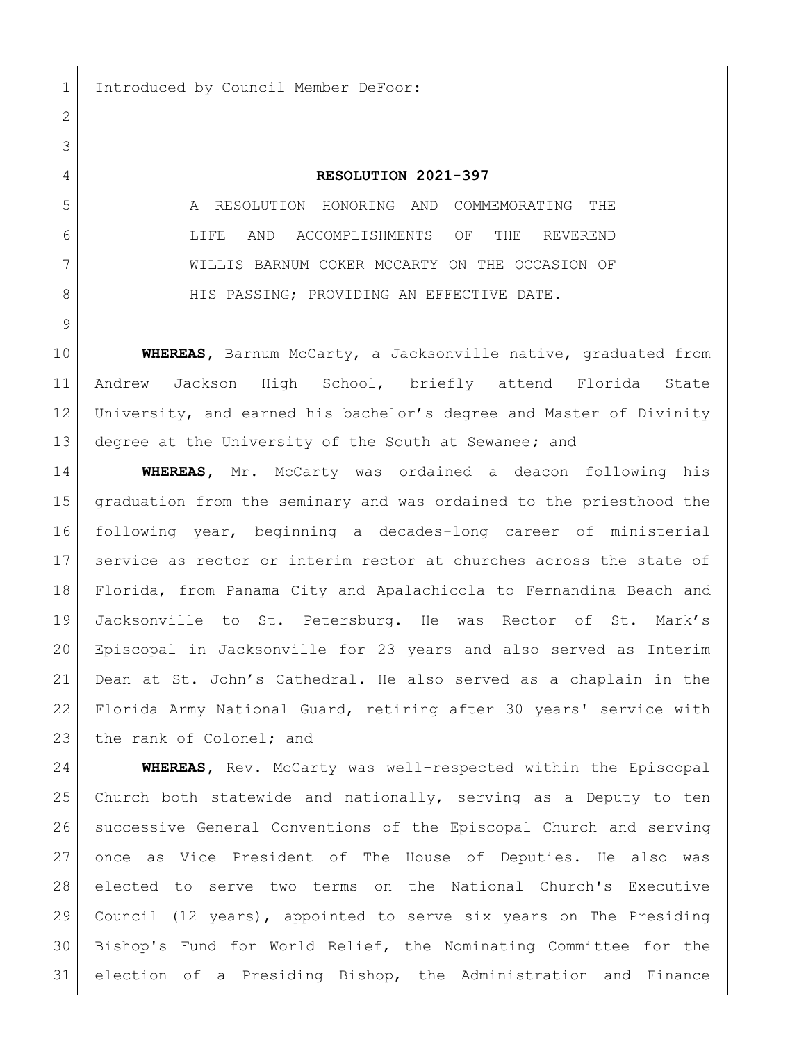Introduced by Council Member DeFoor:

**RESOLUTION 2021-397**

A RESOLUTION HONORING AND COMMEMORATING THE LIFE AND ACCOMPLISHMENTS OF THE REVEREND WILLIS BARNUM COKER MCCARTY ON THE OCCASION OF HIS PASSING; PROVIDING AN EFFECTIVE DATE.

**WHEREAS,** Barnum McCarty, a Jacksonville native, graduated from Andrew Jackson High School, briefly attend Florida State University, and earned his bachelor's degree and Master of Divinity degree at the University of the South at Sewanee; and

**WHEREAS,** Mr. McCarty was ordained a deacon following his graduation from the seminary and was ordained to the priesthood the following year, beginning a decades-long career of ministerial service as rector or interim rector at churches across the state of Florida, from Panama City and Apalachicola to Fernandina Beach and Jacksonville to St. Petersburg. He was Rector of St. Mark's Episcopal in Jacksonville for 23 years and also served as Interim Dean at St. John's Cathedral. He also served as a chaplain in the Florida Army National Guard, retiring after 30 years' service with the rank of Colonel; and

**WHEREAS,** Rev. McCarty was well-respected within the Episcopal Church both statewide and nationally, serving as a Deputy to ten successive General Conventions of the Episcopal Church and serving once as Vice President of The House of Deputies. He also was elected to serve two terms on the National Church's Executive Council (12 years), appointed to serve six years on The Presiding Bishop's Fund for World Relief, the Nominating Committee for the election of a Presiding Bishop, the Administration and Finance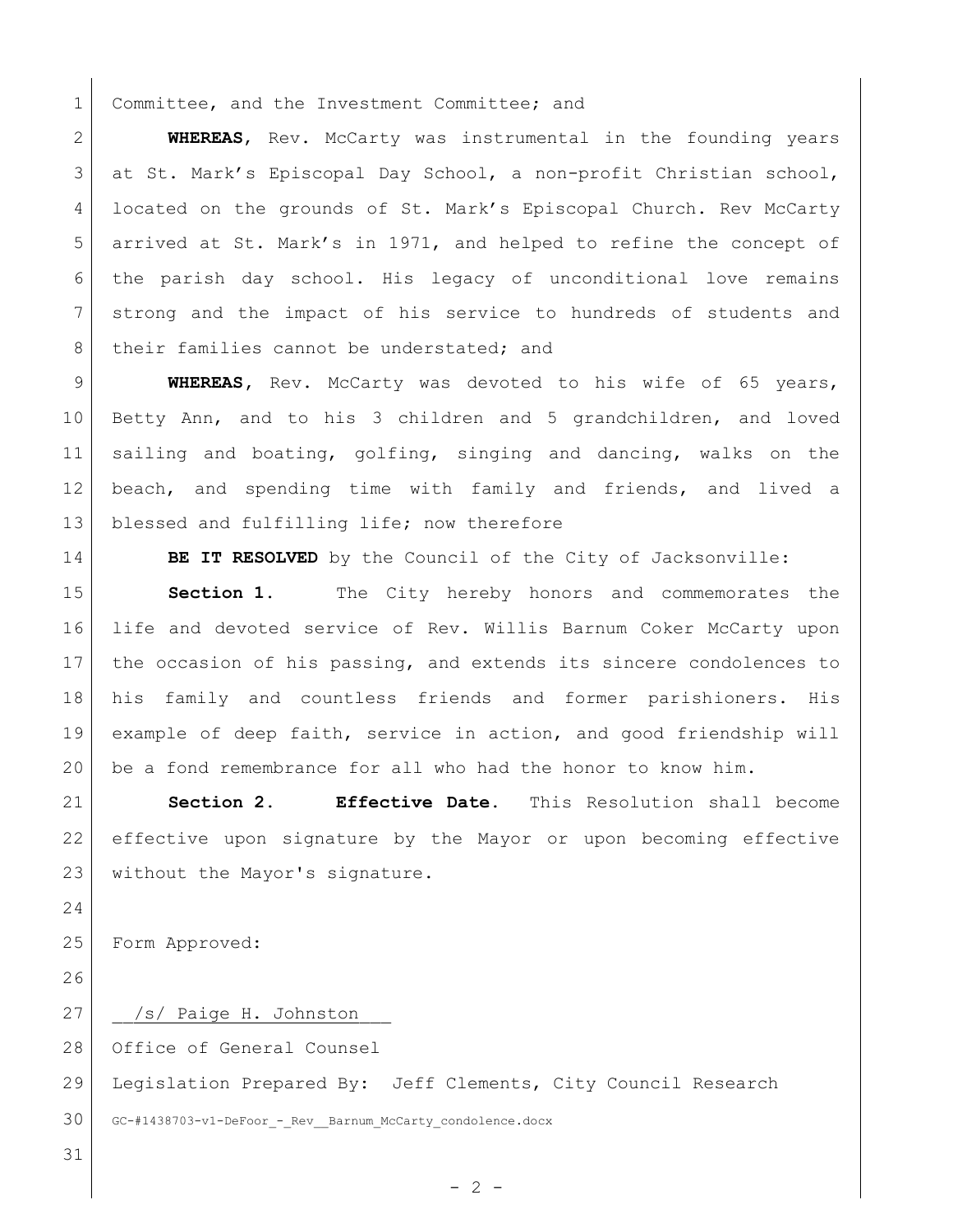Committee, and the Investment Committee; and

**WHEREAS**, Rev. McCarty was instrumental in the founding years at St. Mark's Episcopal Day School, a non-profit Christian school, located on the grounds of St. Mark's Episcopal Church. Rev McCarty arrived at St. Mark's in 1971, and helped to refine the concept of the parish day school. His legacy of unconditional love remains strong and the impact of his service to hundreds of students and their families cannot be understated; and

**WHEREAS**, Rev. McCarty was devoted to his wife of 65 years, Betty Ann, and to his 3 children and 5 grandchildren, and loved sailing and boating, golfing, singing and dancing, walks on the beach, and spending time with family and friends, and lived a blessed and fulfilling life; now therefore

**BE IT RESOLVED** by the Council of the City of Jacksonville:

**Section 1.** The City hereby honors and commemorates the life and devoted service of Rev. Willis Barnum Coker McCarty upon the occasion of his passing, and extends its sincere condolences to his family and countless friends and former parishioners. His example of deep faith, service in action, and good friendship will be a fond remembrance for all who had the honor to know him.

**Section 2. Effective Date.** This Resolution shall become effective upon signature by the Mayor or upon becoming effective without the Mayor's signature.

Form Approved:

/s/ Paige H. Johnston

Office of General Counsel

Legislation Prepared By: Jeff Clements, City Council Research

GC-#1438703-v1-DeFoor_-_Rev__Barnum_McCarty_condolence.docx